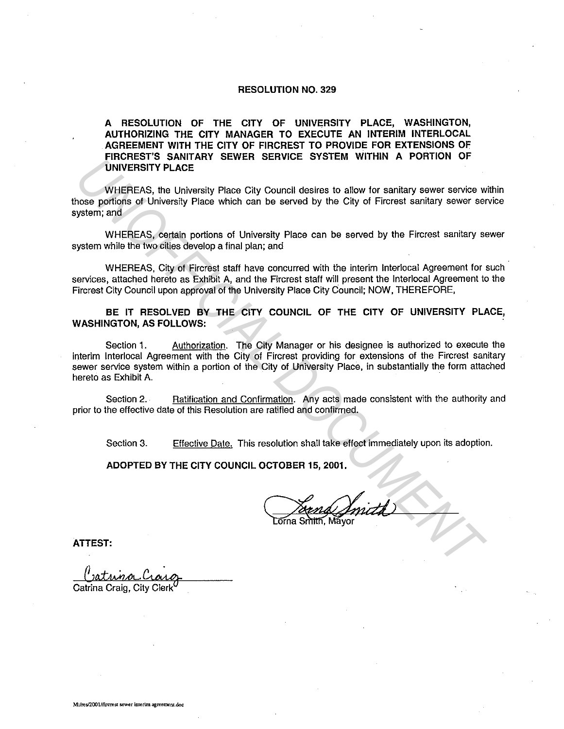# RESOLUTION NO. 329

**A RESOLUTION OF THE CITY OF UNIVERSITY PLACE, WASHINGTON, AUTHORIZING THE CITY MANAGER TO EXECUTE AN INTERIM INTERLOCAL AGREEMENT WITH THE CITY OF FIRCREST TO PROVIDE FOR EXTENSIONS OF FIRCREST'S SANITARY SEWER SERVICE SYSTEM WITHIN A PORTION OF UNIVERSITY PLACE**

WHEREAS, the University Place City Council desires to allow for sanitary sewer service within those portions of University Place which can be served by the City of Fircrest sanitary sewer service system; and

WHEREAS, certain portions of University Place can be served by the Fircrest sanitary sewer system while the two cities develop a final plan; and

WHEREAS, City of Fircrest staff have concurred with the interim Interlocal Agreement for such services, attached hereto as Exhibit A, and the Fircrest staff will present the Interlocal Agreement to the Fircrest City Council upon approval of the University Place City Council; NOW, THEREFORE,

**BE IT RESOLVED BY THE CITY COUNCIL OF THE CITY OF UNIVERSITY PLACE, WASHINGTON, AS FOLLOWS:**

Section 1. Authorization. The City Manager or his designee is authorized to execute the interim Interlocal Agreement with the City of Fircrest providing for extensions of the Fircrest sanitary sewer service system within a portion of the City of University Place, in substantially the form attached hereto as Exhibit A.

Section 2. Ratification and Confirmation. Any acts made consistent with the authority and prior to the effective date of this Resolution are ratified and confirmed.

Section 3. Effective Date. This resolution shall take effect immediately upon its adoption.

**ADOPTED BY THE CITY COUNCIL OCTOBER 15, 2001.**

Lorna Smith, Mayor

**ATTEST:**

Catrina Craig, City Clerk

M:/res/2001/fircrest sewer interim agreement.doc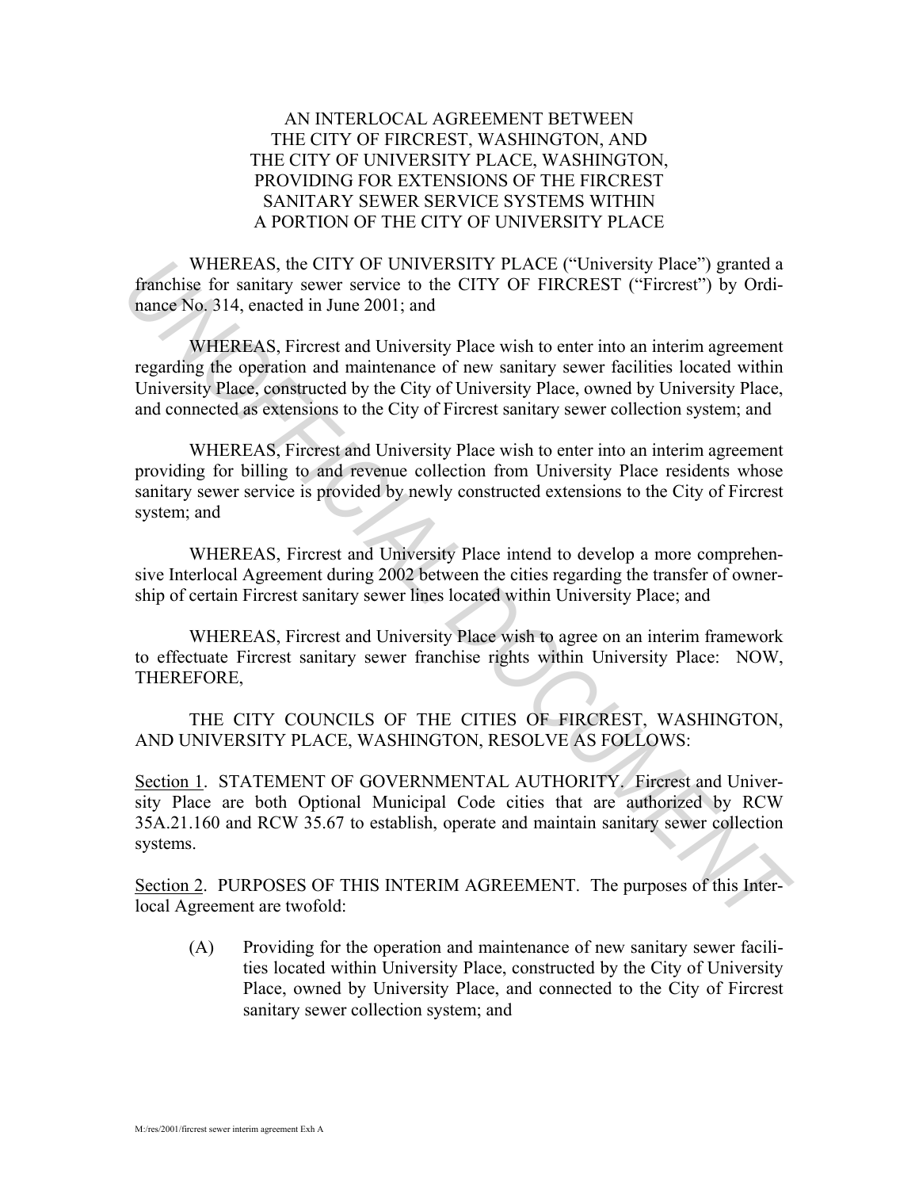AN INTERLOCAL AGREEMENT BETWEEN
THE CITY OF FIRCREST, WASHINGTON, AND
THE CITY OF UNIVERSITY PLACE, WASHINGTON,
PROVIDING FOR EXTENSIONS OF THE FIRCREST
SANITARY SEWER SERVICE SYSTEMS WITHIN
A PORTION OF THE CITY OF UNIVERSITY PLACE

WHEREAS, the CITY OF UNIVERSITY PLACE ("University Place") granted a franchise for sanitary sewer service to the CITY OF FIRCREST ("Fircrest") by Ordinance No. 314, enacted in June 2001; and

WHEREAS, Fircrest and University Place wish to enter into an interim agreement regarding the operation and maintenance of new sanitary sewer facilities located within University Place, constructed by the City of University Place, owned by University Place, and connected as extensions to the City of Fircrest sanitary sewer collection system; and

WHEREAS, Fircrest and University Place wish to enter into an interim agreement providing for billing to and revenue collection from University Place residents whose sanitary sewer service is provided by newly constructed extensions to the City of Fircrest system; and

WHEREAS, Fircrest and University Place intend to develop a more comprehensive Interlocal Agreement during 2002 between the cities regarding the transfer of ownership of certain Fircrest sanitary sewer lines located within University Place; and

WHEREAS, Fircrest and University Place wish to agree on an interim framework to effectuate Fircrest sanitary sewer franchise rights within University Place: NOW, THEREFORE,

THE CITY COUNCILS OF THE CITIES OF FIRCREST, WASHINGTON, AND UNIVERSITY PLACE, WASHINGTON, RESOLVE AS FOLLOWS:

Section 1. STATEMENT OF GOVERNMENTAL AUTHORITY. Fircrest and University Place are both Optional Municipal Code cities that are authorized by RCW 35A.21.160 and RCW 35.67 to establish, operate and maintain sanitary sewer collection systems.

Section 2. PURPOSES OF THIS INTERIM AGREEMENT. The purposes of this Interlocal Agreement are twofold:

(A) Providing for the operation and maintenance of new sanitary sewer facilities located within University Place, constructed by the City of University Place, owned by University Place, and connected to the City of Fircrest sanitary sewer collection system; and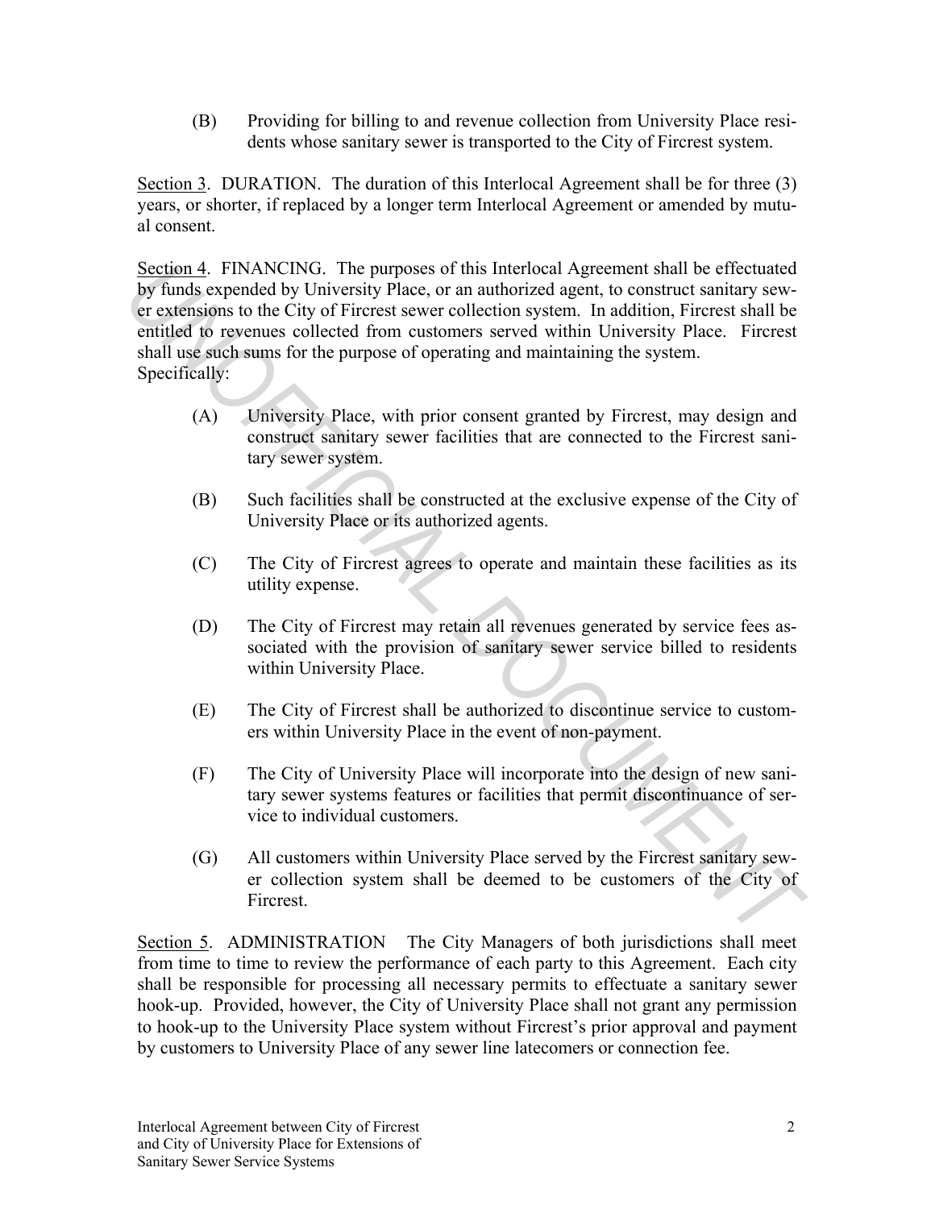(B) Providing for billing to and revenue collection from University Place residents whose sanitary sewer is transported to the City of Fircrest system.

Section 3. DURATION. The duration of this Interlocal Agreement shall be for three (3) years, or shorter, if replaced by a longer term Interlocal Agreement or amended by mutual consent.

Section 4. FINANCING. The purposes of this Interlocal Agreement shall be effectuated by funds expended by University Place, or an authorized agent, to construct sanitary sewer extensions to the City of Fircrest sewer collection system. In addition, Fircrest shall be entitled to revenues collected from customers served within University Place. Fircrest shall use such sums for the purpose of operating and maintaining the system. Specifically:

(A) University Place, with prior consent granted by Fircrest, may design and construct sanitary sewer facilities that are connected to the Fircrest sanitary sewer system.

(B) Such facilities shall be constructed at the exclusive expense of the City of University Place or its authorized agents.

(C) The City of Fircrest agrees to operate and maintain these facilities as its utility expense.

(D) The City of Fircrest may retain all revenues generated by service fees associated with the provision of sanitary sewer service billed to residents within University Place.

(E) The City of Fircrest shall be authorized to discontinue service to customers within University Place in the event of non-payment.

(F) The City of University Place will incorporate into the design of new sanitary sewer systems features or facilities that permit discontinuance of service to individual customers.

(G) All customers within University Place served by the Fircrest sanitary sewer collection system shall be deemed to be customers of the City of Fircrest.

Section 5. ADMINISTRATION The City Managers of both jurisdictions shall meet from time to time to review the performance of each party to this Agreement. Each city shall be responsible for processing all necessary permits to effectuate a sanitary sewer hook-up. Provided, however, the City of University Place shall not grant any permission to hook-up to the University Place system without Fircrest's prior approval and payment by customers to University Place of any sewer line latecomers or connection fee.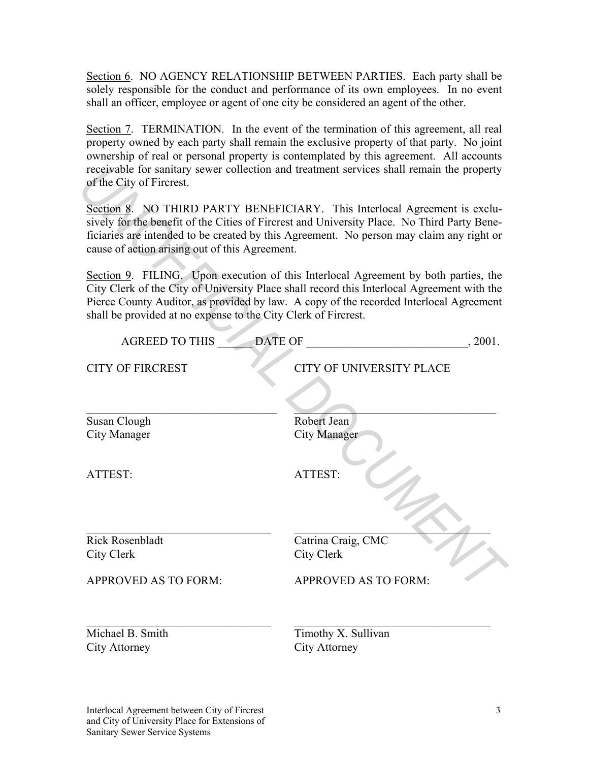Section 6. NO AGENCY RELATIONSHIP BETWEEN PARTIES. Each party shall be solely responsible for the conduct and performance of its own employees. In no event shall an officer, employee or agent of one city be considered an agent of the other.

Section 7. TERMINATION. In the event of the termination of this agreement, all real property owned by each party shall remain the exclusive property of that party. No joint ownership of real or personal property is contemplated by this agreement. All accounts receivable for sanitary sewer collection and treatment services shall remain the property of the City of Fircrest.

Section 8. NO THIRD PARTY BENEFICIARY. This Interlocal Agreement is exclusively for the benefit of the Cities of Fircrest and University Place. No Third Party Beneficiaries are intended to be created by this Agreement. No person may claim any right or cause of action arising out of this Agreement.

Section 9. FILING. Upon execution of this Interlocal Agreement by both parties, the City Clerk of the City of University Place shall record this Interlocal Agreement with the Pierce County Auditor, as provided by law. A copy of the recorded Interlocal Agreement shall be provided at no expense to the City Clerk of Fircrest.

AGREED TO THIS ______ DATE OF ___________________________, 2001.

| | |
|---|---|
| CITY OF FIRCREST | CITY OF UNIVERSITY PLACE |
| ______________________________ | ______________________________ |
| Susan Clough<br>City Manager | Robert Jean<br>City Manager |
| ATTEST: | ATTEST: |
| ______________________________ | ______________________________ |
| Rick Rosenbladt<br>City Clerk | Catrina Craig, CMC<br>City Clerk |
| APPROVED AS TO FORM: | APPROVED AS TO FORM: |
| ______________________________ | ______________________________ |
| Michael B. Smith<br>City Attorney | Timothy X. Sullivan<br>City Attorney |

UNOFFICIAL DOCUMENT